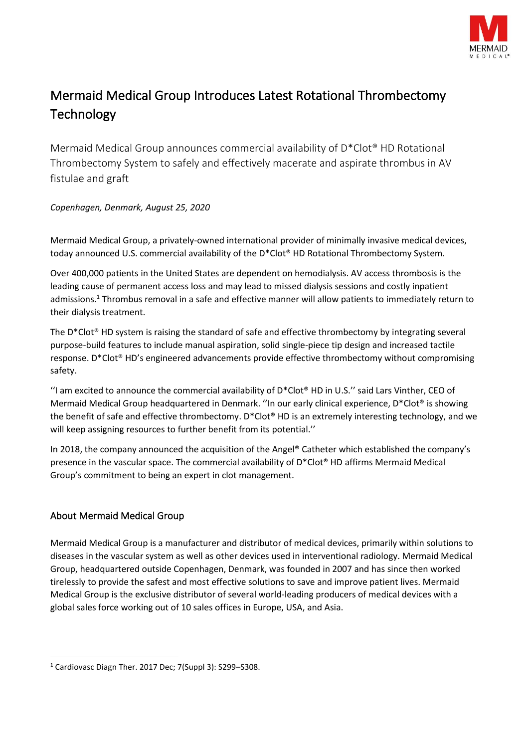# Mermaid Medical Group Introduces Latest Rotational Thrombectomy Technology

Mermaid Medical Group announces commercial availability of D*Clot® HD Rotational Thrombectomy System to safely and effectively macerate and aspirate thrombus in AV fistulae and graft

*Copenhagen, Denmark, August 25, 2020*

Mermaid Medical Group, a privately-owned international provider of minimally invasive medical devices, today announced U.S. commercial availability of the D*Clot® HD Rotational Thrombectomy System.

Over 400,000 patients in the United States are dependent on hemodialysis. AV access thrombosis is the leading cause of permanent access loss and may lead to missed dialysis sessions and costly inpatient admissions.[1] Thrombus removal in a safe and effective manner will allow patients to immediately return to their dialysis treatment.

The D*Clot® HD system is raising the standard of safe and effective thrombectomy by integrating several purpose-build features to include manual aspiration, solid single-piece tip design and increased tactile response. D*Clot® HD's engineered advancements provide effective thrombectomy without compromising safety.

''I am excited to announce the commercial availability of D*Clot® HD in U.S.'' said Lars Vinther, CEO of Mermaid Medical Group headquartered in Denmark. ''In our early clinical experience, D*Clot® is showing the benefit of safe and effective thrombectomy. D*Clot® HD is an extremely interesting technology, and we will keep assigning resources to further benefit from its potential.''

In 2018, the company announced the acquisition of the Angel® Catheter which established the company's presence in the vascular space. The commercial availability of D*Clot® HD affirms Mermaid Medical Group's commitment to being an expert in clot management.

## About Mermaid Medical Group

Mermaid Medical Group is a manufacturer and distributor of medical devices, primarily within solutions to diseases in the vascular system as well as other devices used in interventional radiology. Mermaid Medical Group, headquartered outside Copenhagen, Denmark, was founded in 2007 and has since then worked tirelessly to provide the safest and most effective solutions to save and improve patient lives. Mermaid Medical Group is the exclusive distributor of several world-leading producers of medical devices with a global sales force working out of 10 sales offices in Europe, USA, and Asia.

---

[1] Cardiovasc Diagn Ther. 2017 Dec; 7(Suppl 3): S299–S308.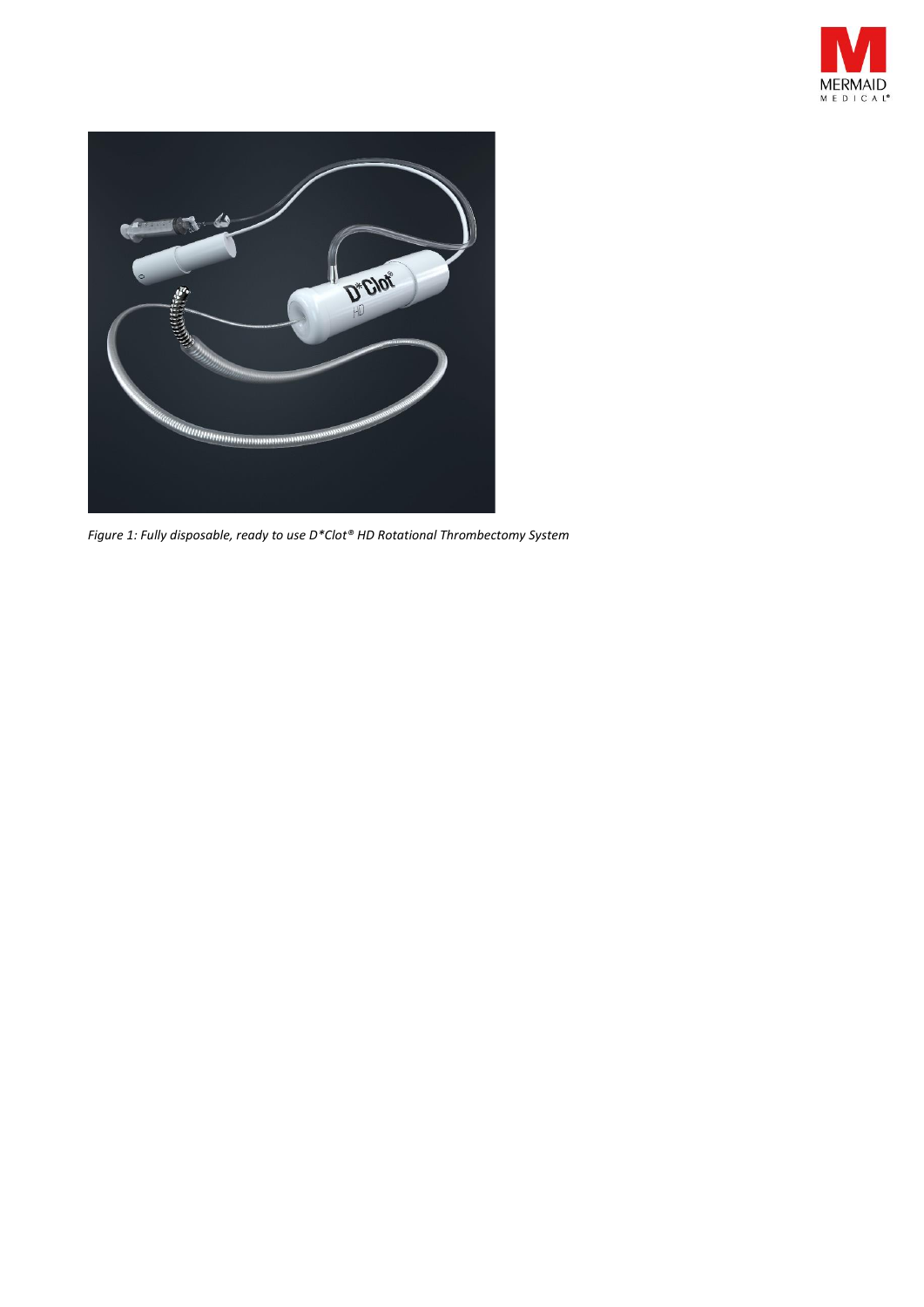*Figure 1: Fully disposable, ready to use D*Clot® HD Rotational Thrombectomy System*